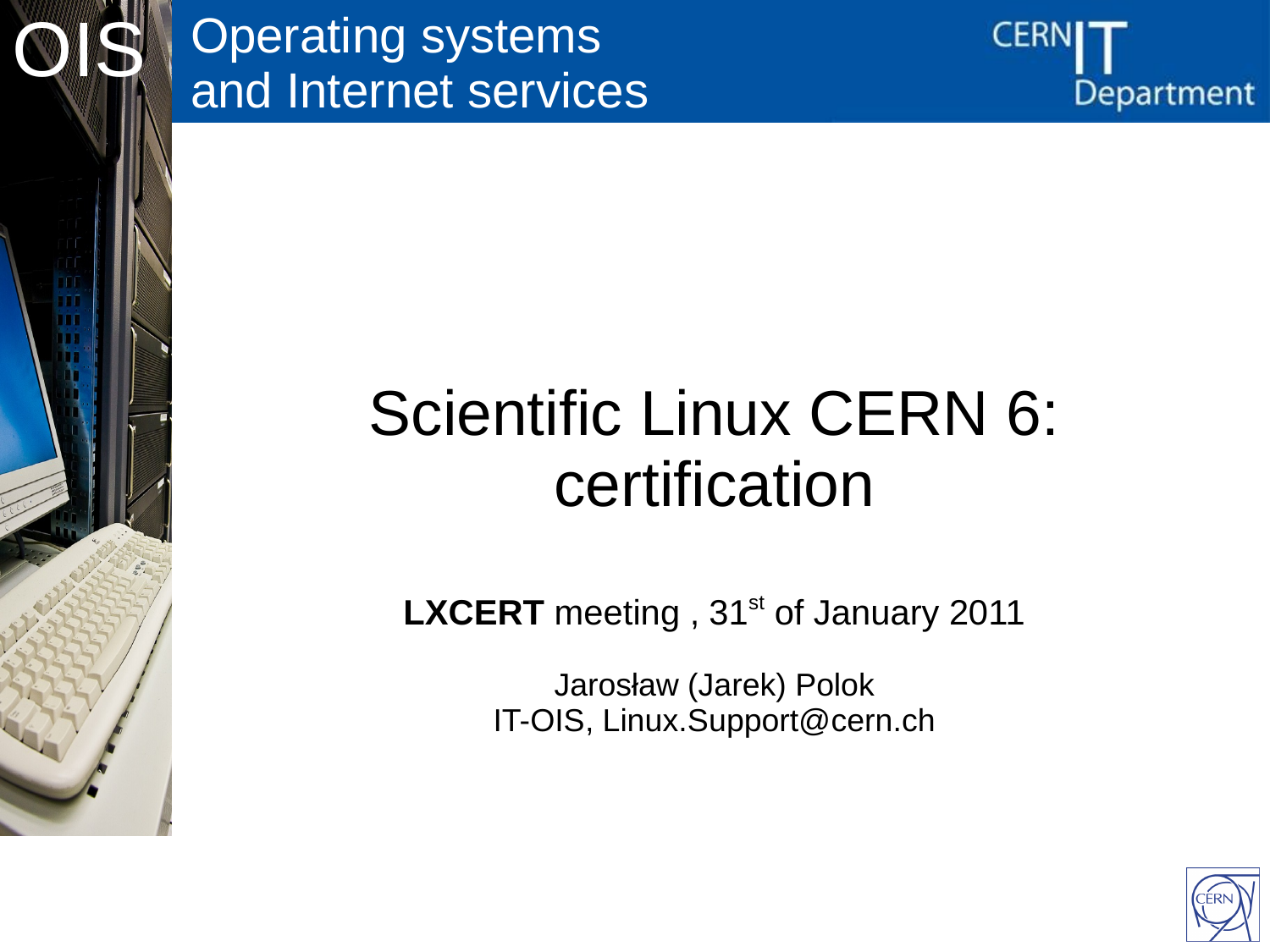OIS Operating systems and Internet services

CERN IT Department

# Scientific Linux CERN 6: certification

**LXCERT** meeting , 31st of January 2011

Jarosław (Jarek) Polok
IT-OIS, Linux.Support@cern.ch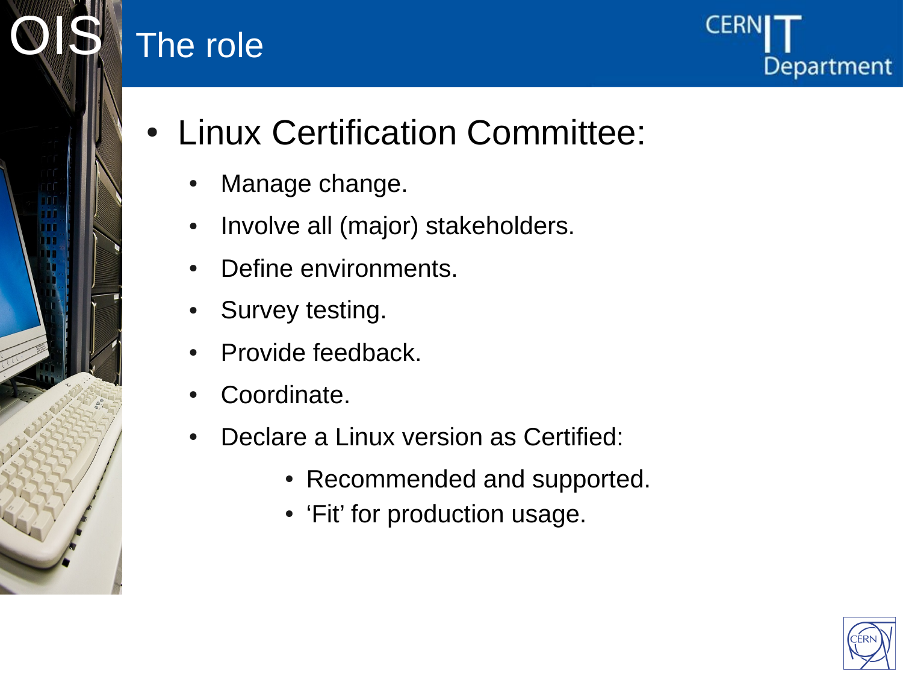# The role

- Linux Certification Committee:
  - Manage change.
  - Involve all (major) stakeholders.
  - Define environments.
  - Survey testing.
  - Provide feedback.
  - Coordinate.
  - Declare a Linux version as Certified:
    - Recommended and supported.
    - ‘Fit’ for production usage.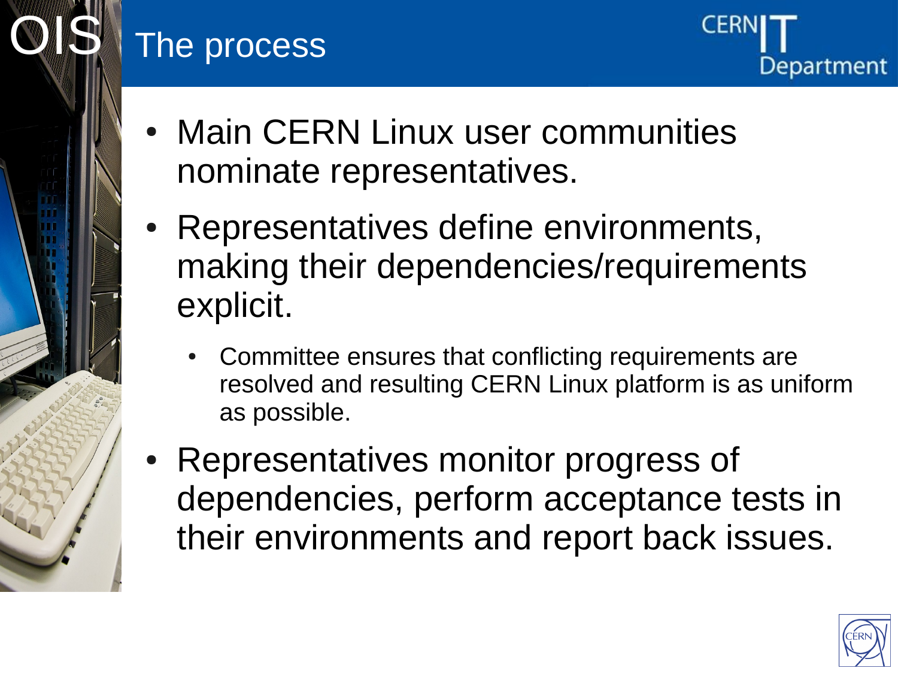# The process

- Main CERN Linux user communities nominate representatives.
- Representatives define environments, making their dependencies/requirements explicit.
  - Committee ensures that conflicting requirements are resolved and resulting CERN Linux platform is as uniform as possible.
- Representatives monitor progress of dependencies, perform acceptance tests in their environments and report back issues.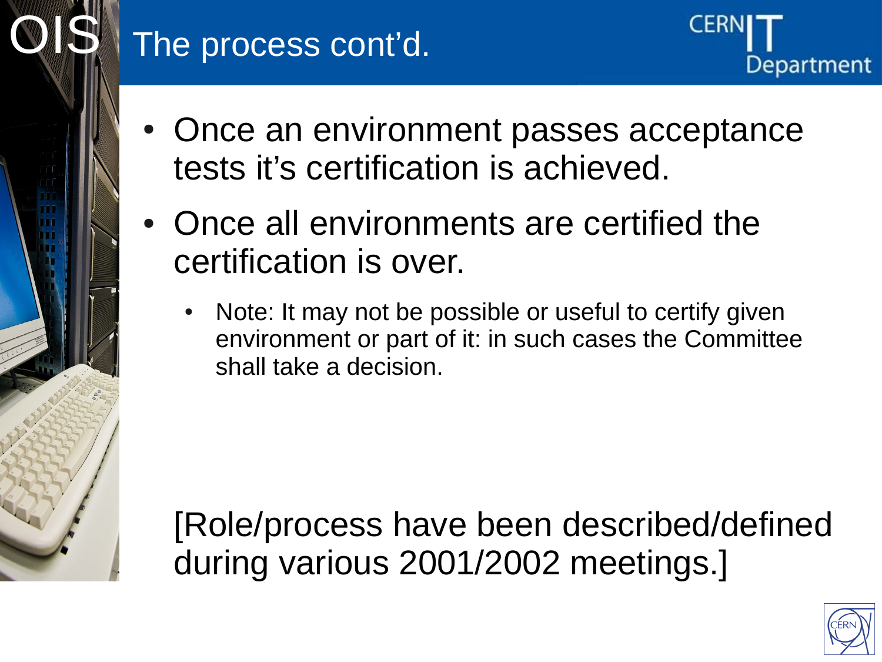# The process cont'd.

- Once an environment passes acceptance tests it's certification is achieved.
- Once all environments are certified the certification is over.
  - Note: It may not be possible or useful to certify given environment or part of it: in such cases the Committee shall take a decision.

[Role/process have been described/defined during various 2001/2002 meetings.]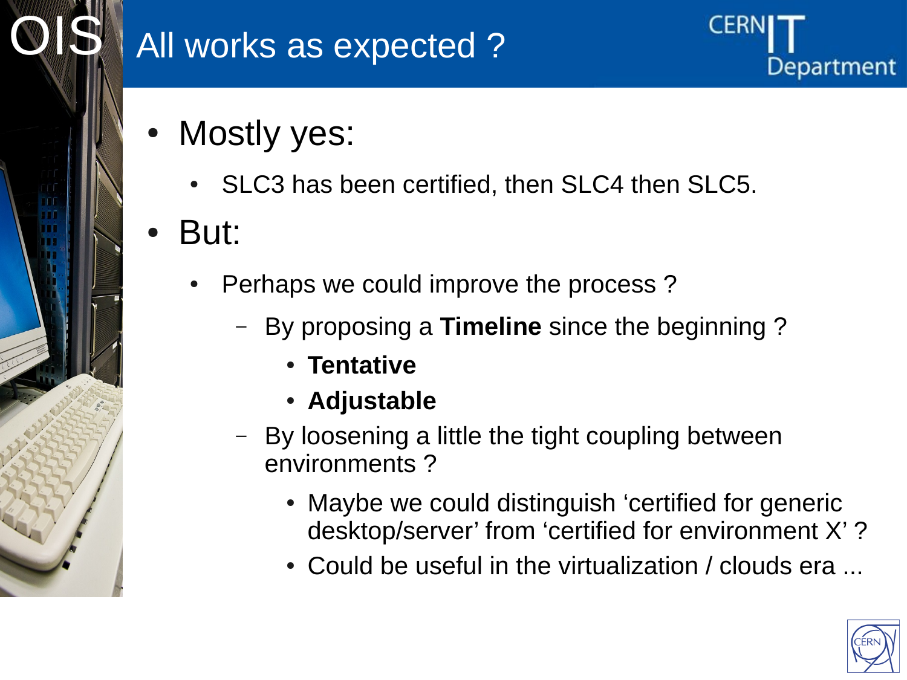# All works as expected ?

- Mostly yes:
  - SLC3 has been certified, then SLC4 then SLC5.
- But:
  - Perhaps we could improve the process ?
    - By proposing a **Timeline** since the beginning ?
      - **Tentative**
      - **Adjustable**
    - By loosening a little the tight coupling between environments ?
      - Maybe we could distinguish ‘certified for generic desktop/server’ from ‘certified for environment X’ ?
      - Could be useful in the virtualization / clouds era ...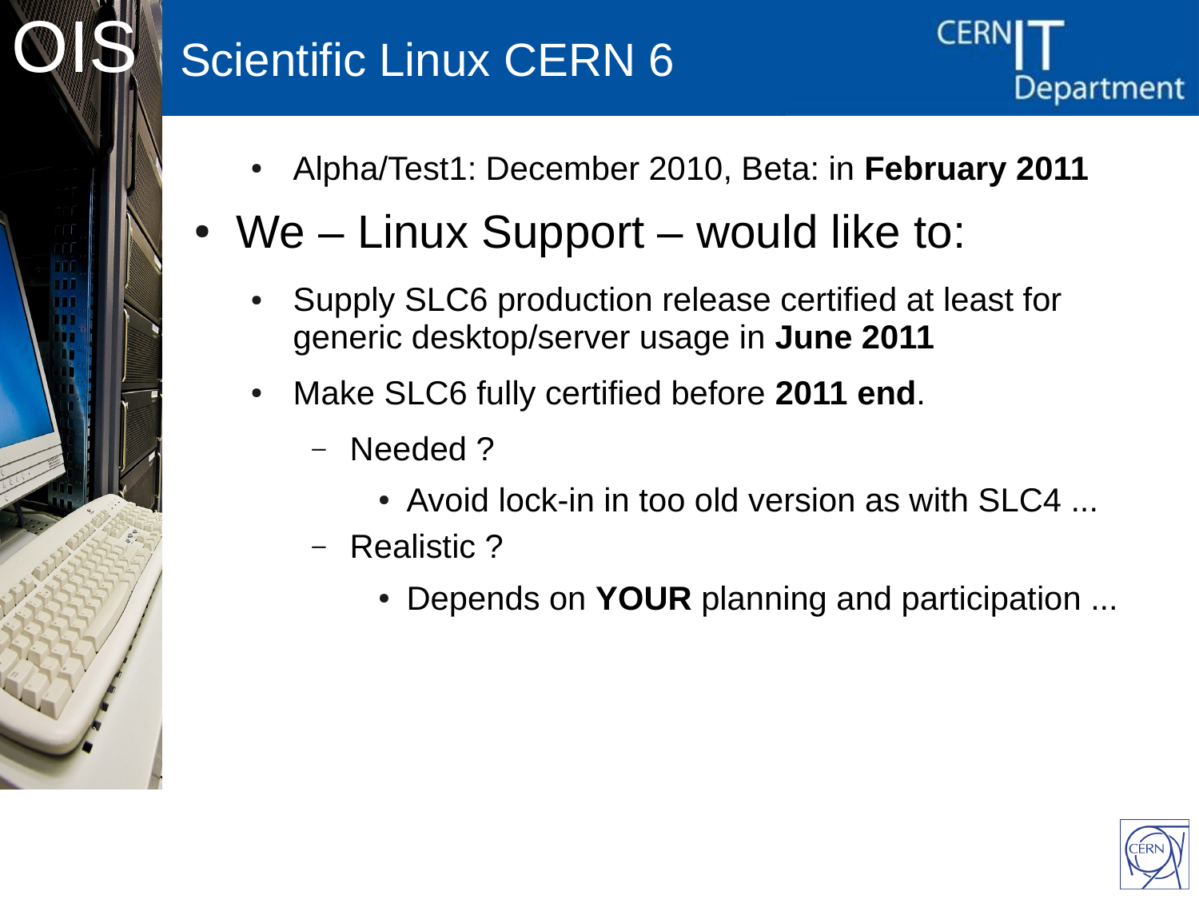# Scientific Linux CERN 6

- Alpha/Test1: December 2010, Beta: in **February 2011**

- We – Linux Support – would like to:
  - Supply SLC6 production release certified at least for generic desktop/server usage in **June 2011**
  - Make SLC6 fully certified before **2011 end**.
    - Needed ?
      - Avoid lock-in in too old version as with SLC4 ...
    - Realistic ?
      - Depends on **YOUR** planning and participation ...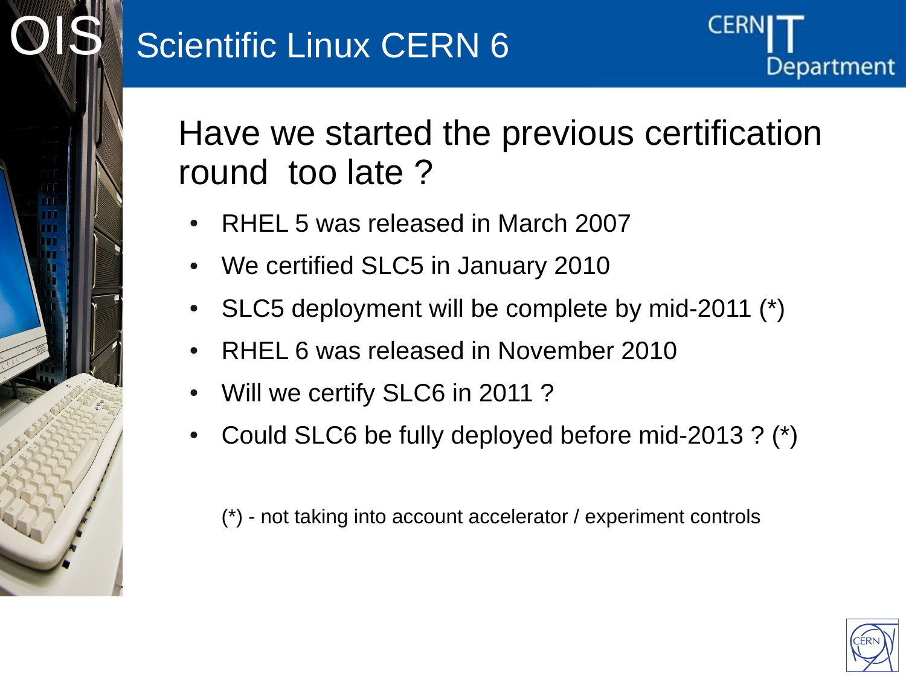# Scientific Linux CERN 6

## Have we started the previous certification round too late ?

- RHEL 5 was released in March 2007
- We certified SLC5 in January 2010
- SLC5 deployment will be complete by mid-2011 (*)
- RHEL 6 was released in November 2010
- Will we certify SLC6 in 2011 ?
- Could SLC6 be fully deployed before mid-2013 ? (*)

(*) - not taking into account accelerator / experiment controls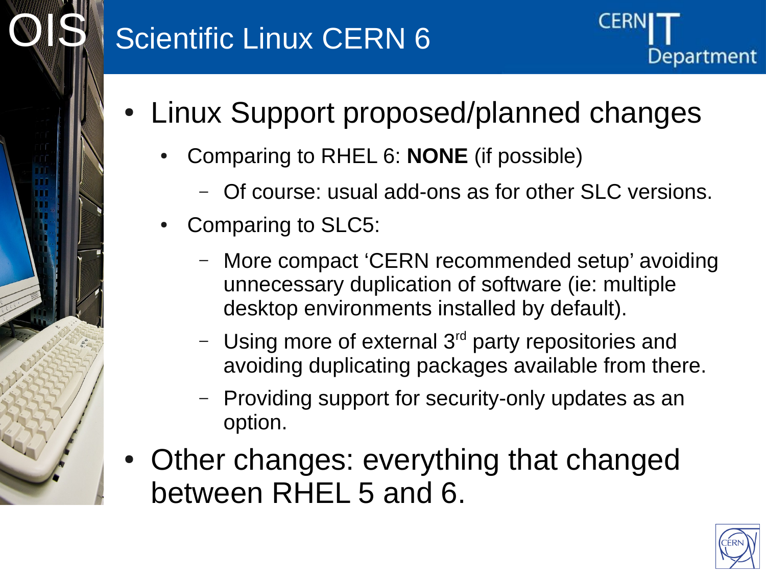# Scientific Linux CERN 6

- Linux Support proposed/planned changes
  - Comparing to RHEL 6: **NONE** (if possible)
    - Of course: usual add-ons as for other SLC versions.
  - Comparing to SLC5:
    - More compact 'CERN recommended setup' avoiding unnecessary duplication of software (ie: multiple desktop environments installed by default).
    - Using more of external 3rd party repositories and avoiding duplicating packages available from there.
    - Providing support for security-only updates as an option.
- Other changes: everything that changed between RHEL 5 and 6.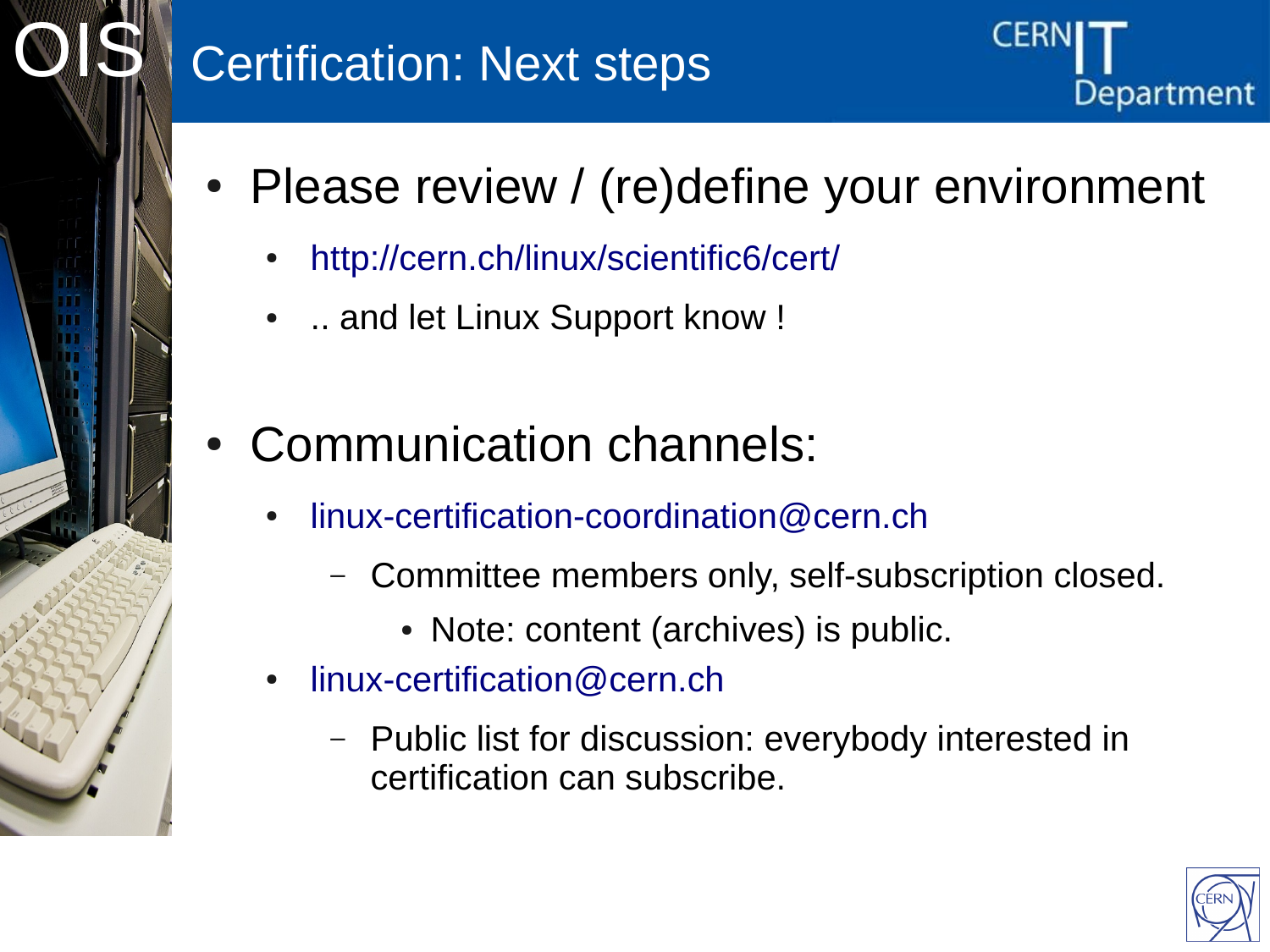# Certification: Next steps

- Please review / (re)define your environment
  - http://cern.ch/linux/scientific6/cert/
  - .. and let Linux Support know !

- Communication channels:
  - linux-certification-coordination@cern.ch
    - Committee members only, self-subscription closed.
      - Note: content (archives) is public.
  - linux-certification@cern.ch
    - Public list for discussion: everybody interested in certification can subscribe.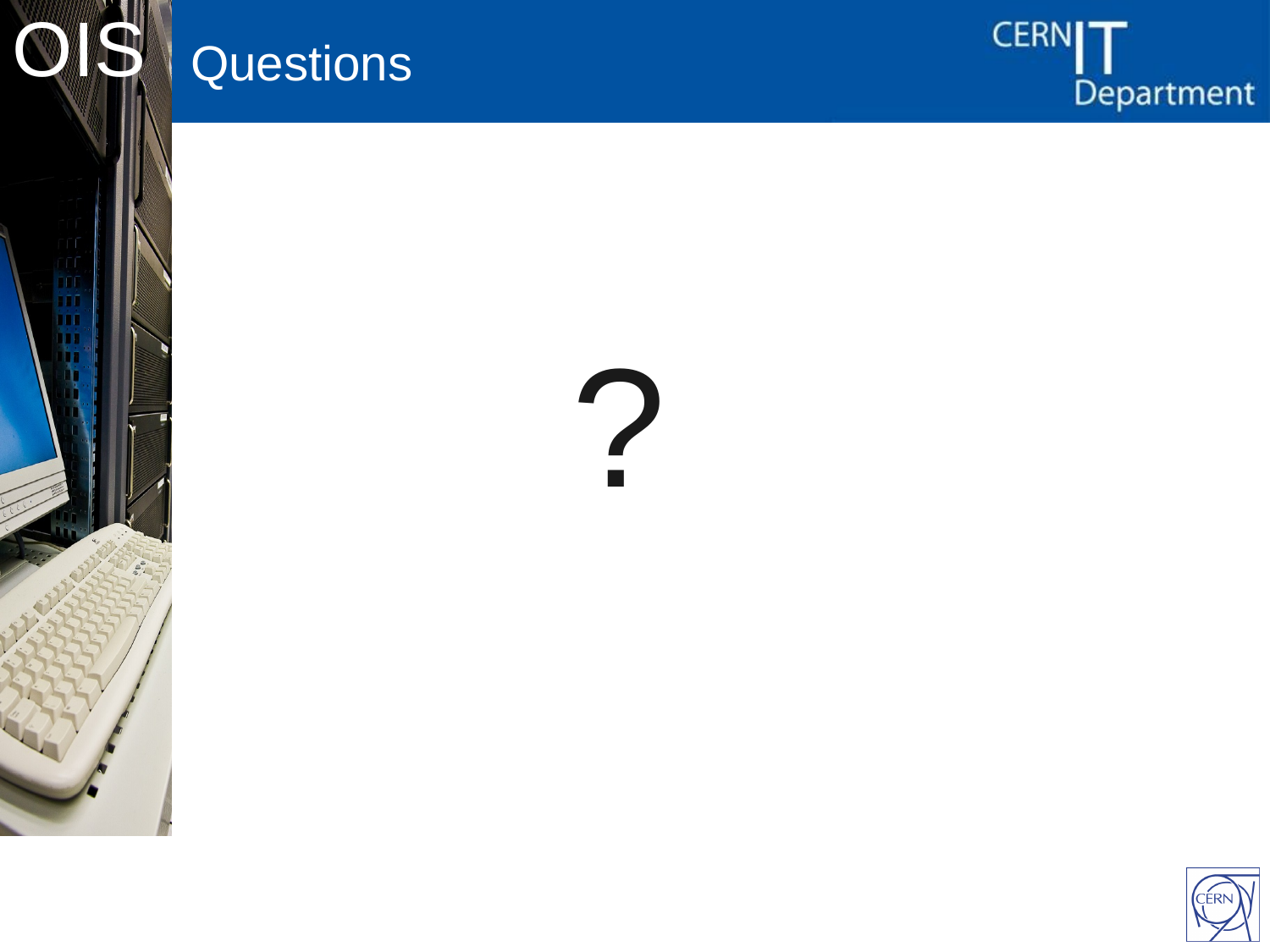# Questions

?